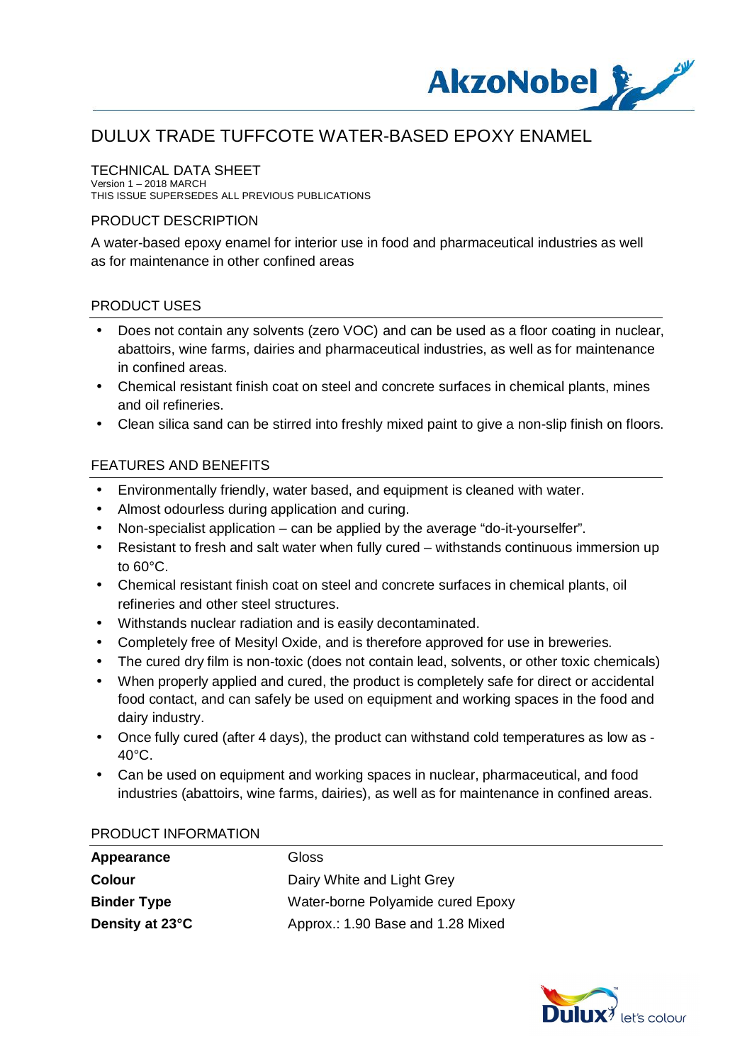# DULUX TRADE TUFFCOTE WATER-BASED EPOXY ENAMEL

## TECHNICAL DATA SHEET

Version 1 – 2018 MARCH
THIS ISSUE SUPERSEDES ALL PREVIOUS PUBLICATIONS

## PRODUCT DESCRIPTION

A water-based epoxy enamel for interior use in food and pharmaceutical industries as well as for maintenance in other confined areas

## PRODUCT USES

- Does not contain any solvents (zero VOC) and can be used as a floor coating in nuclear, abattoirs, wine farms, dairies and pharmaceutical industries, as well as for maintenance in confined areas.
- Chemical resistant finish coat on steel and concrete surfaces in chemical plants, mines and oil refineries.
- Clean silica sand can be stirred into freshly mixed paint to give a non-slip finish on floors.

## FEATURES AND BENEFITS

- Environmentally friendly, water based, and equipment is cleaned with water.
- Almost odourless during application and curing.
- Non-specialist application – can be applied by the average "do-it-yourselfer".
- Resistant to fresh and salt water when fully cured – withstands continuous immersion up to 60°C.
- Chemical resistant finish coat on steel and concrete surfaces in chemical plants, oil refineries and other steel structures.
- Withstands nuclear radiation and is easily decontaminated.
- Completely free of Mesityl Oxide, and is therefore approved for use in breweries.
- The cured dry film is non-toxic (does not contain lead, solvents, or other toxic chemicals)
- When properly applied and cured, the product is completely safe for direct or accidental food contact, and can safely be used on equipment and working spaces in the food and dairy industry.
- Once fully cured (after 4 days), the product can withstand cold temperatures as low as -40°C.
- Can be used on equipment and working spaces in nuclear, pharmaceutical, and food industries (abattoirs, wine farms, dairies), as well as for maintenance in confined areas.

## PRODUCT INFORMATION

| | |
|---|---|
| **Appearance** | Gloss |
| **Colour** | Dairy White and Light Grey |
| **Binder Type** | Water-borne Polyamide cured Epoxy |
| **Density at 23°C** | Approx.: 1.90 Base and 1.28 Mixed |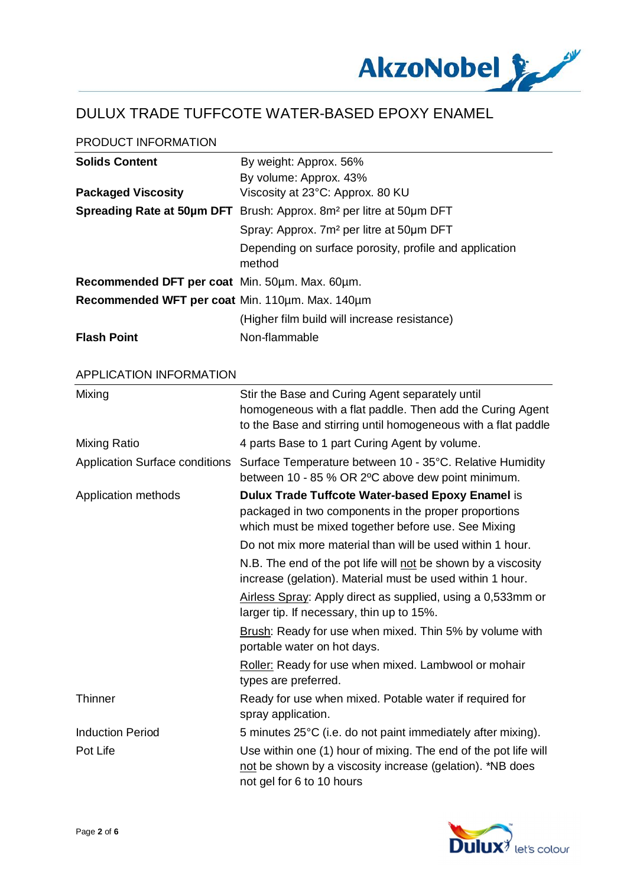# DULUX TRADE TUFFCOTE WATER-BASED EPOXY ENAMEL

## PRODUCT INFORMATION

| | |
|---|---|
| **Solids Content** | By weight: Approx. 56%<br>By volume: Approx. 43% |
| **Packaged Viscosity** | Viscosity at 23°C: Approx. 80 KU |
| **Spreading Rate at 50µm DFT** | Brush: Approx. 8m² per litre at 50µm DFT |
| | Spray: Approx. 7m² per litre at 50µm DFT |
| | Depending on surface porosity, profile and application method |
| **Recommended DFT per coat** | Min. 50µm. Max. 60µm. |
| **Recommended WFT per coat** | Min. 110µm. Max. 140µm |
| | (Higher film build will increase resistance) |
| **Flash Point** | Non-flammable |

## APPLICATION INFORMATION

| | |
|---|---|
| Mixing | Stir the Base and Curing Agent separately until homogeneous with a flat paddle. Then add the Curing Agent to the Base and stirring until homogeneous with a flat paddle |
| Mixing Ratio | 4 parts Base to 1 part Curing Agent by volume. |
| Application Surface conditions | Surface Temperature between 10 - 35°C. Relative Humidity between 10 - 85 % OR 2ºC above dew point minimum. |
| Application methods | **Dulux Trade Tuffcote Water-based Epoxy Enamel** is packaged in two components in the proper proportions which must be mixed together before use. See Mixing |
| | Do not mix more material than will be used within 1 hour. |
| | N.B. The end of the pot life will not be shown by a viscosity increase (gelation). Material must be used within 1 hour. |
| | Airless Spray: Apply direct as supplied, using a 0,533mm or larger tip. If necessary, thin up to 15%. |
| | Brush: Ready for use when mixed. Thin 5% by volume with portable water on hot days. |
| | Roller: Ready for use when mixed. Lambwool or mohair types are preferred. |
| Thinner | Ready for use when mixed. Potable water if required for spray application. |
| Induction Period | 5 minutes 25°C (i.e. do not paint immediately after mixing). |
| Pot Life | Use within one (1) hour of mixing. The end of the pot life will not be shown by a viscosity increase (gelation). *NB does not gel for 6 to 10 hours |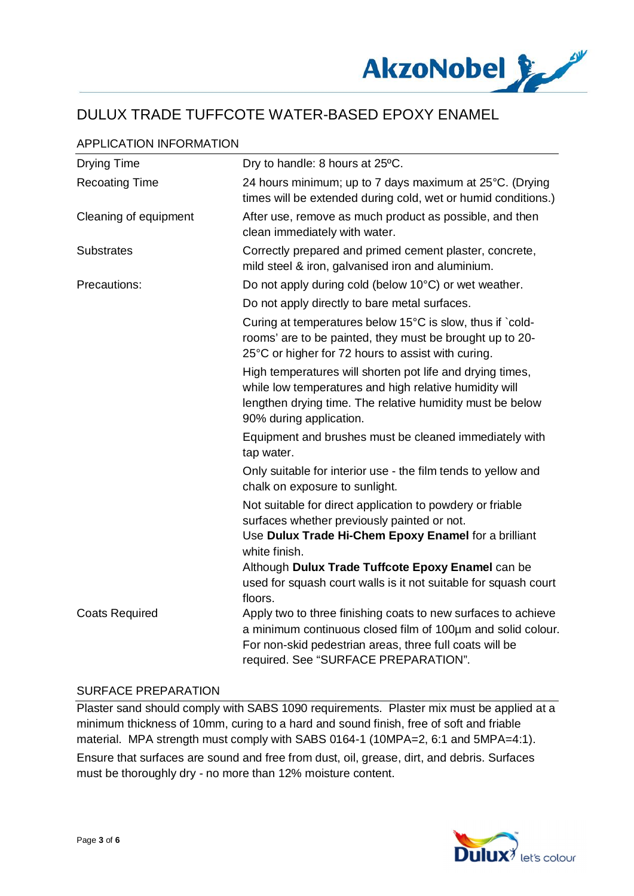# DULUX TRADE TUFFCOTE WATER-BASED EPOXY ENAMEL

## APPLICATION INFORMATION

| | |
|---|---|
| Drying Time | Dry to handle: 8 hours at 25ºC. |
| Recoating Time | 24 hours minimum; up to 7 days maximum at 25°C. (Drying times will be extended during cold, wet or humid conditions.) |
| Cleaning of equipment | After use, remove as much product as possible, and then clean immediately with water. |
| Substrates | Correctly prepared and primed cement plaster, concrete, mild steel & iron, galvanised iron and aluminium. |
| Precautions: | Do not apply during cold (below 10°C) or wet weather.<br>Do not apply directly to bare metal surfaces.<br>Curing at temperatures below 15°C is slow, thus if `cold-rooms' are to be painted, they must be brought up to 20-25°C or higher for 72 hours to assist with curing.<br>High temperatures will shorten pot life and drying times, while low temperatures and high relative humidity will lengthen drying time. The relative humidity must be below 90% during application.<br>Equipment and brushes must be cleaned immediately with tap water.<br>Only suitable for interior use - the film tends to yellow and chalk on exposure to sunlight.<br>Not suitable for direct application to powdery or friable surfaces whether previously painted or not.<br>Use **Dulux Trade Hi-Chem Epoxy Enamel** for a brilliant white finish.<br>Although **Dulux Trade Tuffcote Epoxy Enamel** can be used for squash court walls is it not suitable for squash court floors. |
| Coats Required | Apply two to three finishing coats to new surfaces to achieve a minimum continuous closed film of 100µm and solid colour. For non-skid pedestrian areas, three full coats will be required. See "SURFACE PREPARATION". |

## SURFACE PREPARATION

Plaster sand should comply with SABS 1090 requirements. Plaster mix must be applied at a minimum thickness of 10mm, curing to a hard and sound finish, free of soft and friable material. MPA strength must comply with SABS 0164-1 (10MPA=2, 6:1 and 5MPA=4:1).

Ensure that surfaces are sound and free from dust, oil, grease, dirt, and debris. Surfaces must be thoroughly dry - no more than 12% moisture content.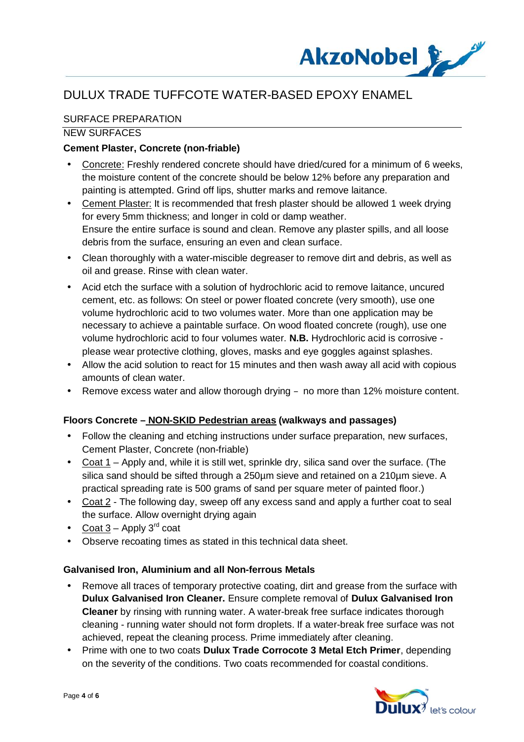// Title: DULUX TRADE TUFFCOTE WATER-BASED EPOXY ENAMEL is a running header? It's repeated probably on every page. I'll keep it as heading since it appears as page title... Actually likely repeated; but safer to include? Rule says omit running headers. I'll include it as heading since it's prominent.

# DULUX TRADE TUFFCOTE WATER-BASED EPOXY ENAMEL

## SURFACE PREPARATION

### NEW SURFACES

**Cement Plaster, Concrete (non-friable)**

- Concrete: Freshly rendered concrete should have dried/cured for a minimum of 6 weeks, the moisture content of the concrete should be below 12% before any preparation and painting is attempted. Grind off lips, shutter marks and remove laitance.
- Cement Plaster: It is recommended that fresh plaster should be allowed 1 week drying for every 5mm thickness; and longer in cold or damp weather. Ensure the entire surface is sound and clean. Remove any plaster spills, and all loose debris from the surface, ensuring an even and clean surface.
- Clean thoroughly with a water-miscible degreaser to remove dirt and debris, as well as oil and grease. Rinse with clean water.
- Acid etch the surface with a solution of hydrochloric acid to remove laitance, uncured cement, etc. as follows: On steel or power floated concrete (very smooth), use one volume hydrochloric acid to two volumes water. More than one application may be necessary to achieve a paintable surface. On wood floated concrete (rough), use one volume hydrochloric acid to four volumes water. **N.B.** Hydrochloric acid is corrosive - please wear protective clothing, gloves, masks and eye goggles against splashes.
- Allow the acid solution to react for 15 minutes and then wash away all acid with copious amounts of clean water.
- Remove excess water and allow thorough drying – no more than 12% moisture content.

**Floors Concrete – NON-SKID Pedestrian areas (walkways and passages)**

- Follow the cleaning and etching instructions under surface preparation, new surfaces, Cement Plaster, Concrete (non-friable)
- Coat 1 – Apply and, while it is still wet, sprinkle dry, silica sand over the surface. (The silica sand should be sifted through a 250µm sieve and retained on a 210µm sieve. A practical spreading rate is 500 grams of sand per square meter of painted floor.)
- Coat 2 - The following day, sweep off any excess sand and apply a further coat to seal the surface. Allow overnight drying again
- Coat 3 – Apply 3rd coat
- Observe recoating times as stated in this technical data sheet.

**Galvanised Iron, Aluminium and all Non-ferrous Metals**

- Remove all traces of temporary protective coating, dirt and grease from the surface with **Dulux Galvanised Iron Cleaner.** Ensure complete removal of **Dulux Galvanised Iron Cleaner** by rinsing with running water. A water-break free surface indicates thorough cleaning - running water should not form droplets. If a water-break free surface was not achieved, repeat the cleaning process. Prime immediately after cleaning.
- Prime with one to two coats **Dulux Trade Corrocote 3 Metal Etch Primer**, depending on the severity of the conditions. Two coats recommended for coastal conditions.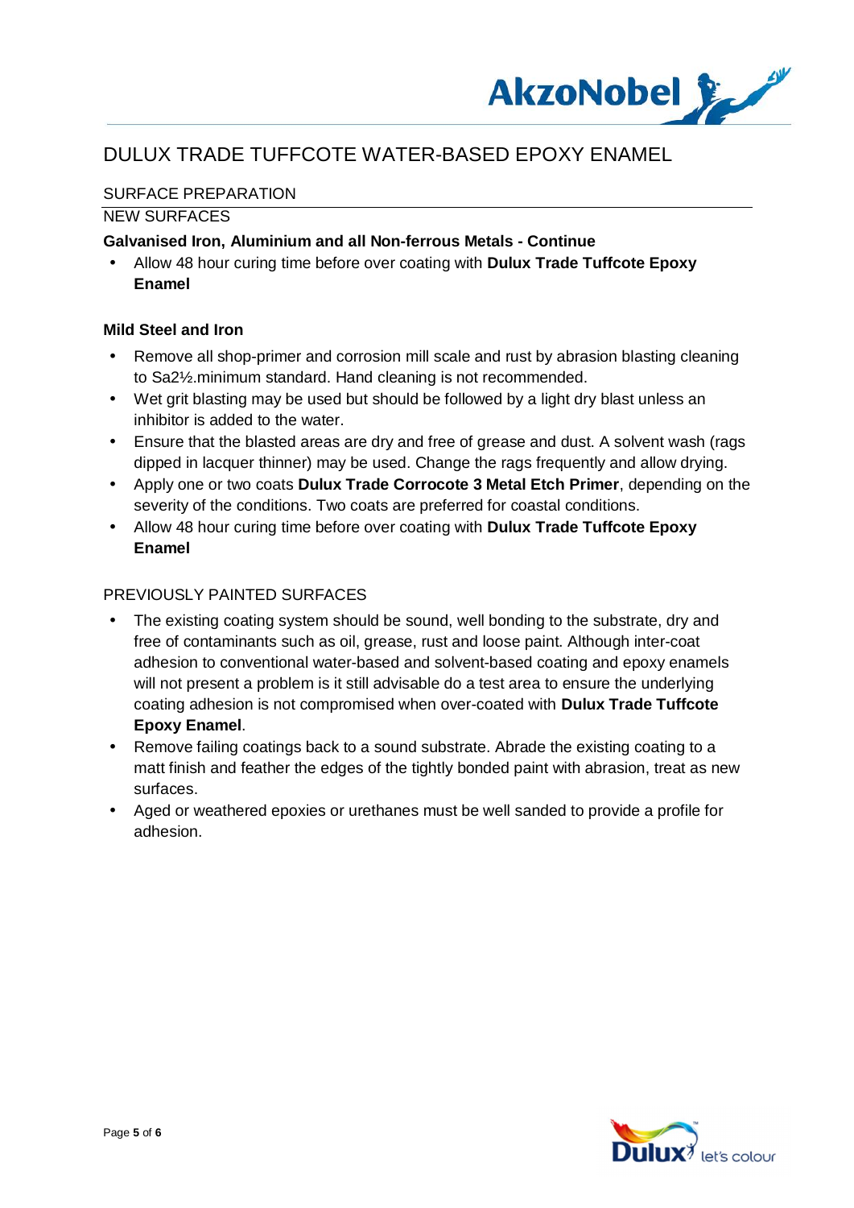# DULUX TRADE TUFFCOTE WATER-BASED EPOXY ENAMEL

## SURFACE PREPARATION

### NEW SURFACES

**Galvanised Iron, Aluminium and all Non-ferrous Metals - Continue**

- Allow 48 hour curing time before over coating with **Dulux Trade Tuffcote Epoxy Enamel**

**Mild Steel and Iron**

- Remove all shop-primer and corrosion mill scale and rust by abrasion blasting cleaning to Sa2½.minimum standard. Hand cleaning is not recommended.
- Wet grit blasting may be used but should be followed by a light dry blast unless an inhibitor is added to the water.
- Ensure that the blasted areas are dry and free of grease and dust. A solvent wash (rags dipped in lacquer thinner) may be used. Change the rags frequently and allow drying.
- Apply one or two coats **Dulux Trade Corrocote 3 Metal Etch Primer**, depending on the severity of the conditions. Two coats are preferred for coastal conditions.
- Allow 48 hour curing time before over coating with **Dulux Trade Tuffcote Epoxy Enamel**

### PREVIOUSLY PAINTED SURFACES

- The existing coating system should be sound, well bonding to the substrate, dry and free of contaminants such as oil, grease, rust and loose paint. Although inter-coat adhesion to conventional water-based and solvent-based coating and epoxy enamels will not present a problem is it still advisable do a test area to ensure the underlying coating adhesion is not compromised when over-coated with **Dulux Trade Tuffcote Epoxy Enamel**.
- Remove failing coatings back to a sound substrate. Abrade the existing coating to a matt finish and feather the edges of the tightly bonded paint with abrasion, treat as new surfaces.
- Aged or weathered epoxies or urethanes must be well sanded to provide a profile for adhesion.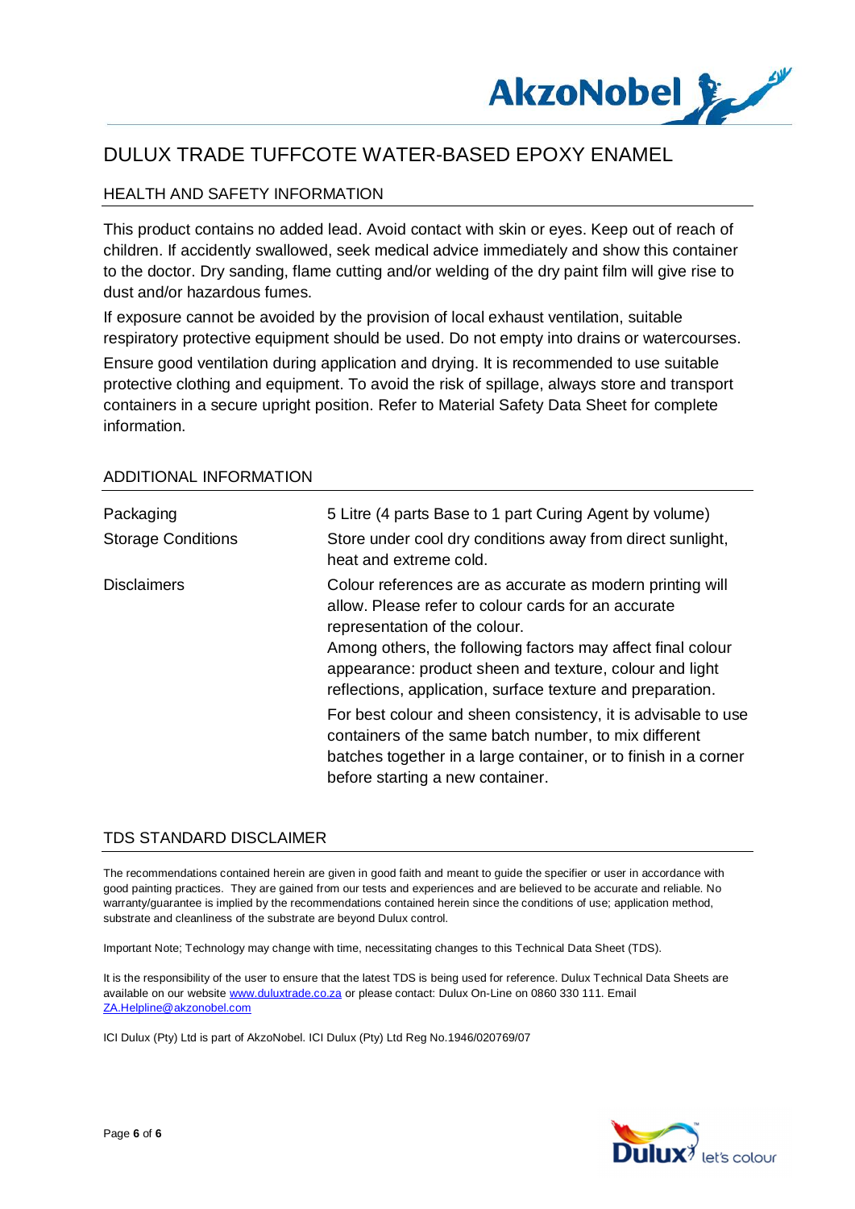# DULUX TRADE TUFFCOTE WATER-BASED EPOXY ENAMEL

## HEALTH AND SAFETY INFORMATION

This product contains no added lead. Avoid contact with skin or eyes. Keep out of reach of children. If accidently swallowed, seek medical advice immediately and show this container to the doctor. Dry sanding, flame cutting and/or welding of the dry paint film will give rise to dust and/or hazardous fumes.

If exposure cannot be avoided by the provision of local exhaust ventilation, suitable respiratory protective equipment should be used. Do not empty into drains or watercourses.

Ensure good ventilation during application and drying. It is recommended to use suitable protective clothing and equipment. To avoid the risk of spillage, always store and transport containers in a secure upright position. Refer to Material Safety Data Sheet for complete information.

## ADDITIONAL INFORMATION

| | |
|---|---|
| Packaging | 5 Litre (4 parts Base to 1 part Curing Agent by volume) |
| Storage Conditions | Store under cool dry conditions away from direct sunlight, heat and extreme cold. |
| Disclaimers | Colour references are as accurate as modern printing will allow. Please refer to colour cards for an accurate representation of the colour. Among others, the following factors may affect final colour appearance: product sheen and texture, colour and light reflections, application, surface texture and preparation. For best colour and sheen consistency, it is advisable to use containers of the same batch number, to mix different batches together in a large container, or to finish in a corner before starting a new container. |

## TDS STANDARD DISCLAIMER

The recommendations contained herein are given in good faith and meant to guide the specifier or user in accordance with good painting practices. They are gained from our tests and experiences and are believed to be accurate and reliable. No warranty/guarantee is implied by the recommendations contained herein since the conditions of use; application method, substrate and cleanliness of the substrate are beyond Dulux control.

Important Note; Technology may change with time, necessitating changes to this Technical Data Sheet (TDS).

It is the responsibility of the user to ensure that the latest TDS is being used for reference. Dulux Technical Data Sheets are available on our website www.duluxtrade.co.za or please contact: Dulux On-Line on 0860 330 111. Email ZA.Helpline@akzonobel.com

ICI Dulux (Pty) Ltd is part of AkzoNobel. ICI Dulux (Pty) Ltd Reg No.1946/020769/07